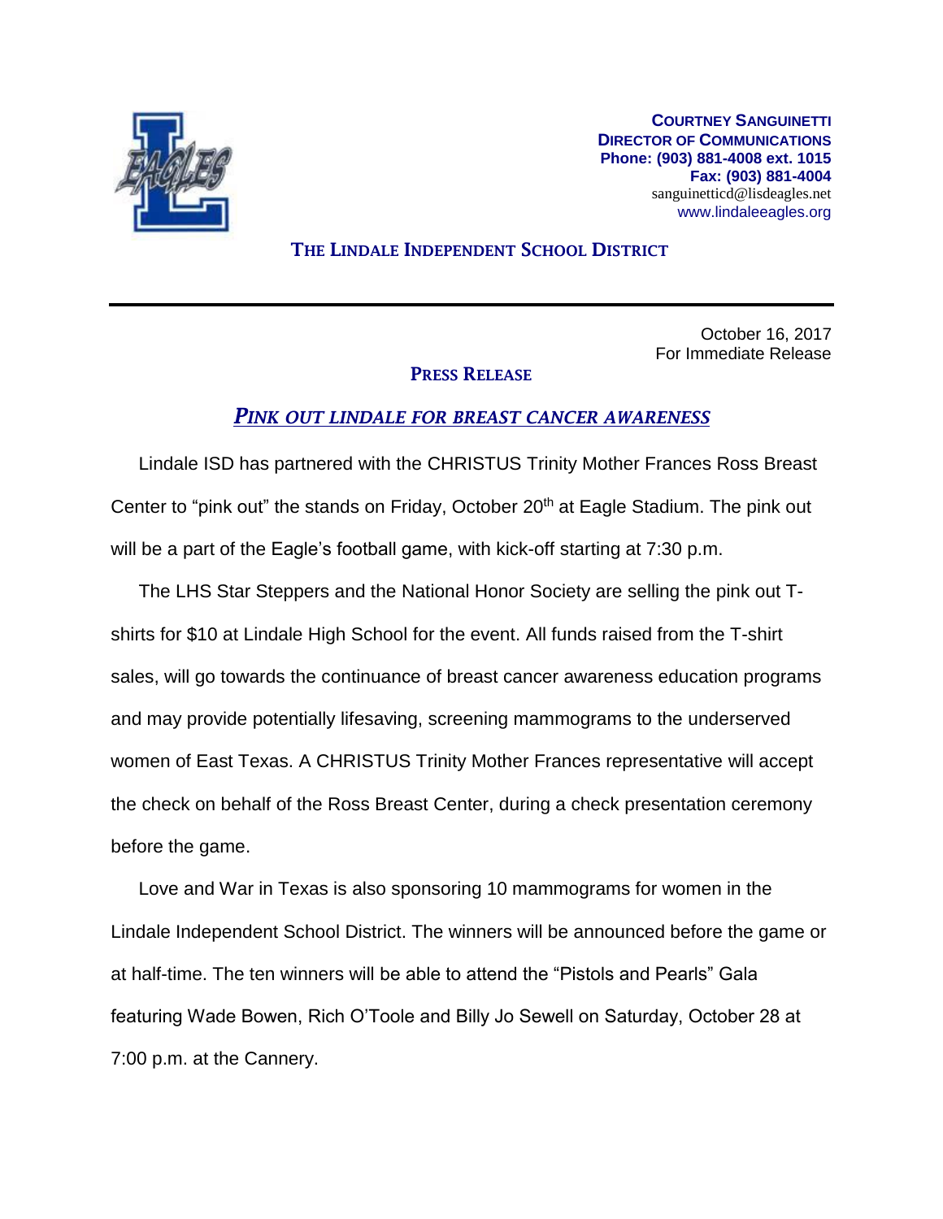**COURTNEY SANGUINETTI**
**DIRECTOR OF COMMUNICATIONS**
**Phone: (903) 881-4008 ext. 1015**
**Fax: (903) 881-4004**
sanguinetticd@lisdeagles.net
www.lindaleeagles.org

**THE LINDALE INDEPENDENT SCHOOL DISTRICT**

---

October 16, 2017
For Immediate Release

**PRESS RELEASE**

## *PINK OUT LINDALE FOR BREAST CANCER AWARENESS*

Lindale ISD has partnered with the CHRISTUS Trinity Mother Frances Ross Breast Center to "pink out" the stands on Friday, October 20th at Eagle Stadium. The pink out will be a part of the Eagle's football game, with kick-off starting at 7:30 p.m.

The LHS Star Steppers and the National Honor Society are selling the pink out T-shirts for $10 at Lindale High School for the event. All funds raised from the T-shirt sales, will go towards the continuance of breast cancer awareness education programs and may provide potentially lifesaving, screening mammograms to the underserved women of East Texas. A CHRISTUS Trinity Mother Frances representative will accept the check on behalf of the Ross Breast Center, during a check presentation ceremony before the game.

Love and War in Texas is also sponsoring 10 mammograms for women in the Lindale Independent School District. The winners will be announced before the game or at half-time. The ten winners will be able to attend the "Pistols and Pearls" Gala featuring Wade Bowen, Rich O'Toole and Billy Jo Sewell on Saturday, October 28 at 7:00 p.m. at the Cannery.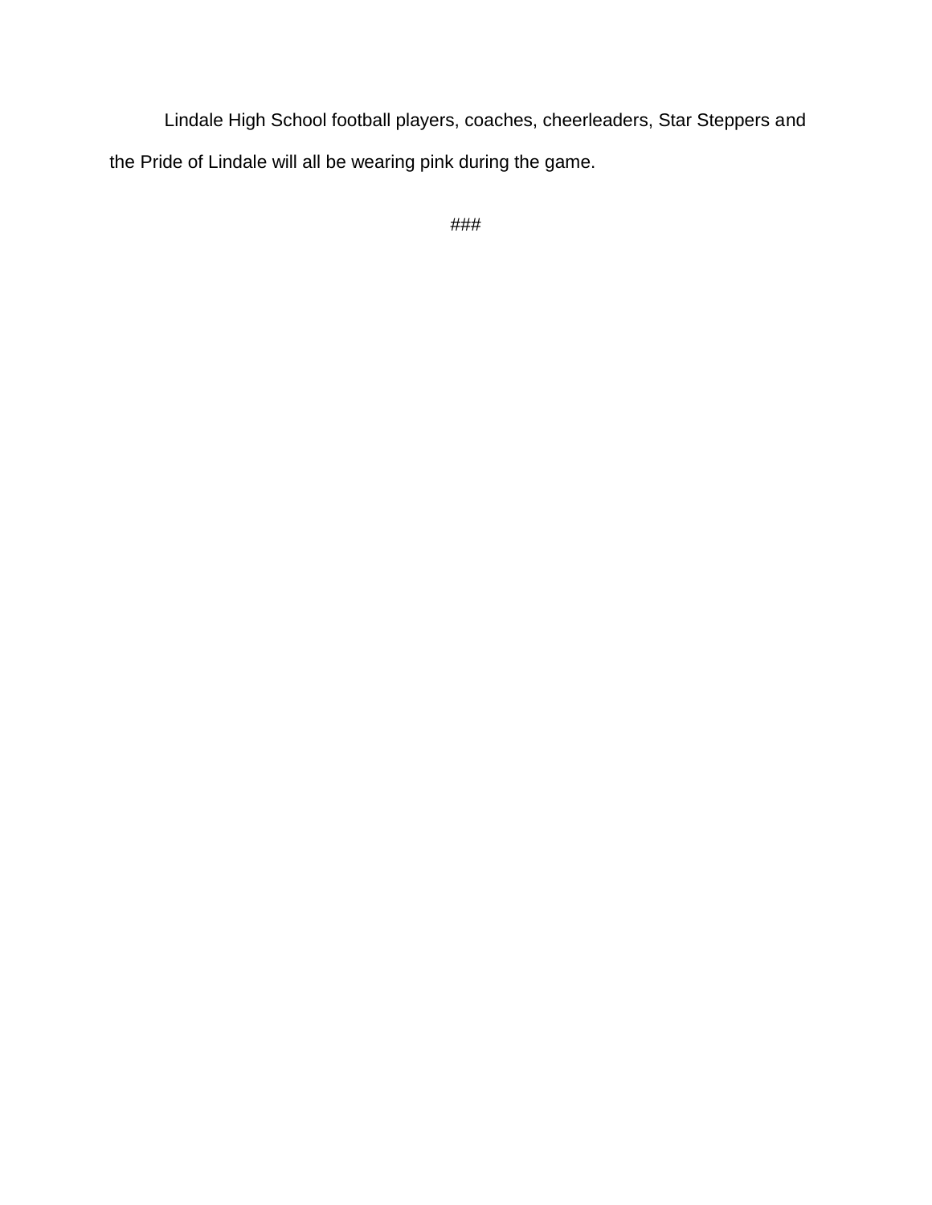Lindale High School football players, coaches, cheerleaders, Star Steppers and the Pride of Lindale will all be wearing pink during the game.

###